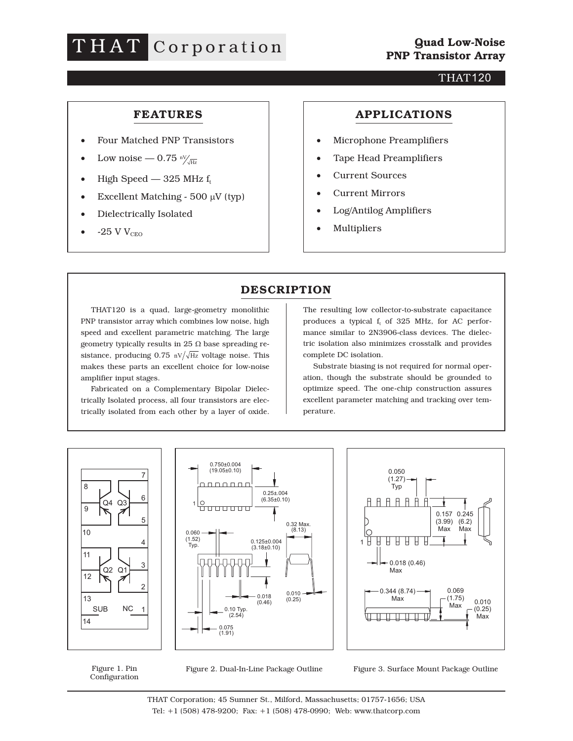# THAT Corporation

## Quad Low-Noise PNP Transistor Array

THAT120

### FEATURES

- Four Matched PNP Transistors
- Low noise — 0.75 $nV/\sqrt{Hz}$
- High Speed — 325 MHz $f_t$
- Excellent Matching - 500 µV (typ)
- Dielectrically Isolated
- -25 V $V_{CEO}$

### APPLICATIONS

- Microphone Preamplifiers
- Tape Head Preamplifiers
- Current Sources
- Current Mirrors
- Log/Antilog Amplifiers
- Multipliers

### DESCRIPTION

THAT120 is a quad, large-geometry monolithic PNP transistor array which combines low noise, high speed and excellent parametric matching. The large geometry typically results in 25 Ω base spreading resistance, producing 0.75 $nV/\sqrt{Hz}$ voltage noise. This makes these parts an excellent choice for low-noise amplifier input stages.

Fabricated on a Complementary Bipolar Dielectrically Isolated process, all four transistors are electrically isolated from each other by a layer of oxide. The resulting low collector-to-substrate capacitance produces a typical $f_t$ of 325 MHz, for AC performance similar to 2N3906-class devices. The dielectric isolation also minimizes crosstalk and provides complete DC isolation.

Substrate biasing is not required for normal operation, though the substrate should be grounded to optimize speed. The one-chip construction assures excellent parameter matching and tracking over temperature.

Figure 1. Pin Configuration

Figure 2. Dual-In-Line Package Outline

Figure 3. Surface Mount Package Outline

THAT Corporation; 45 Sumner St., Milford, Massachusetts; 01757-1656; USA
Tel: +1 (508) 478-9200; Fax: +1 (508) 478-0990; Web: www.thatcorp.com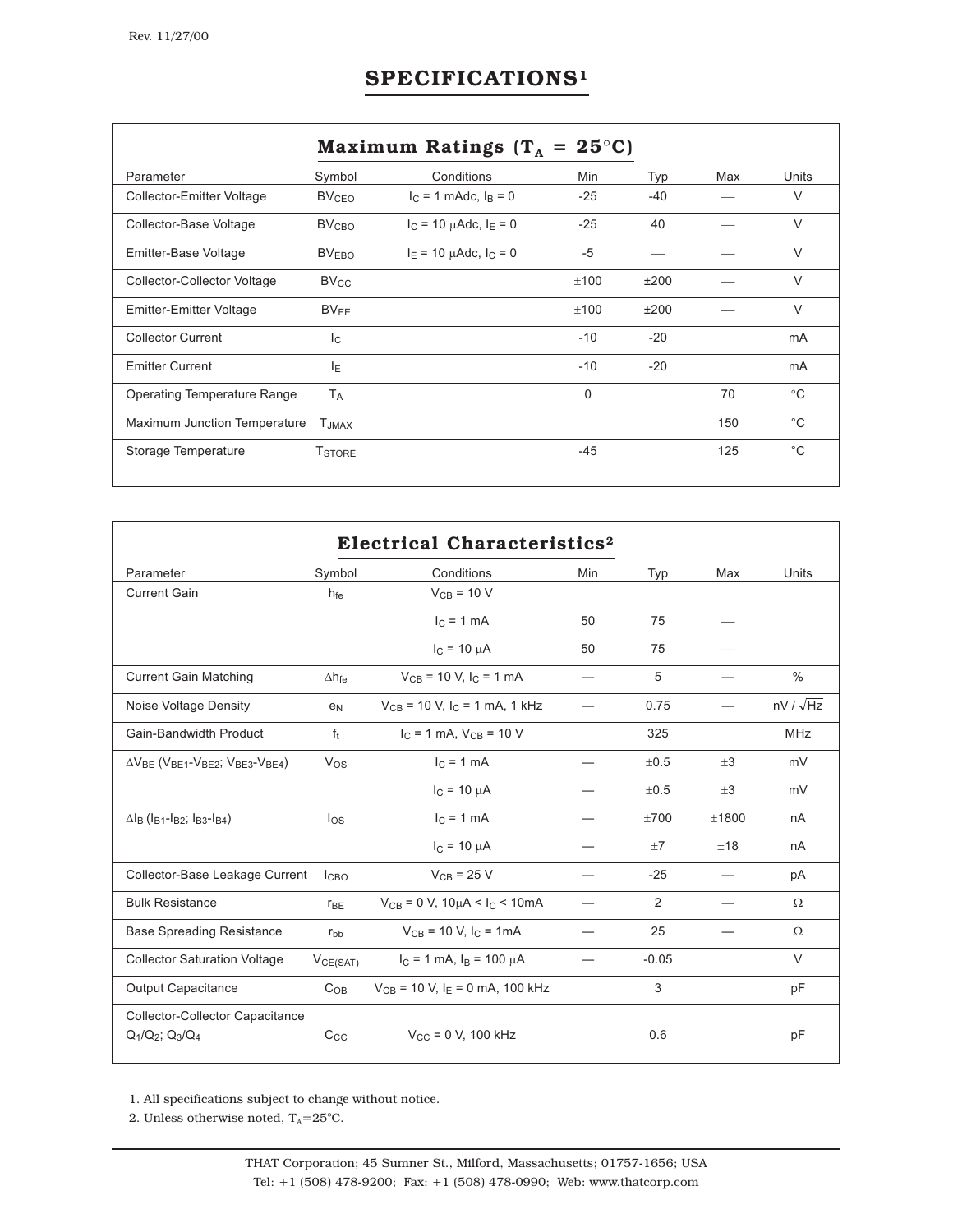Rev. 11/27/00

# SPECIFICATIONS[1]

## Maximum Ratings ($T_A$ = 25°C)

| Parameter | Symbol | Conditions | Min | Typ | Max | Units |
|---|---|---|---|---|---|---|
| Collector-Emitter Voltage | $BV_{CEO}$ | $I_C$ = 1 mAdc, $I_B$ = 0 | -25 | -40 | — | V |
| Collector-Base Voltage | $BV_{CBO}$ | $I_C$ = 10 μAdc, $I_E$ = 0 | -25 | 40 | — | V |
| Emitter-Base Voltage | $BV_{EBO}$ | $I_E$ = 10 μAdc, $I_C$ = 0 | -5 | — | — | V |
| Collector-Collector Voltage | $BV_{CC}$ | | ±100 | ±200 | — | V |
| Emitter-Emitter Voltage | $BV_{EE}$ | | ±100 | ±200 | — | V |
| Collector Current | $I_C$ | | -10 | -20 | | mA |
| Emitter Current | $I_E$ | | -10 | -20 | | mA |
| Operating Temperature Range | $T_A$ | | 0 | | 70 | °C |
| Maximum Junction Temperature | $T_{JMAX}$ | | | | 150 | °C |
| Storage Temperature | $T_{STORE}$ | | -45 | | 125 | °C |

## Electrical Characteristics[2]

| Parameter | Symbol | Conditions | Min | Typ | Max | Units |
|---|---|---|---|---|---|---|
| Current Gain | $h_{fe}$ | $V_{CB}$ = 10 V | | | | |
| | | $I_C$ = 1 mA | 50 | 75 | — | |
| | | $I_C$ = 10 μA | 50 | 75 | — | |
| Current Gain Matching | $\Delta h_{fe}$ | $V_{CB}$ = 10 V, $I_C$ = 1 mA | — | 5 | — | % |
| Noise Voltage Density | $e_N$ | $V_{CB}$ = 10 V, $I_C$ = 1 mA, 1 kHz | — | 0.75 | — | nV / $\sqrt{Hz}$ |
| Gain-Bandwidth Product | $f_t$ | $I_C$ = 1 mA, $V_{CB}$ = 10 V | | 325 | | MHz |
| $\Delta V_{BE}$ ($V_{BE1}$-$V_{BE2}$; $V_{BE3}$-$V_{BE4}$) | $V_{OS}$ | $I_C$ = 1 mA | — | ±0.5 | ±3 | mV |
| | | $I_C$ = 10 μA | — | ±0.5 | ±3 | mV |
| $\Delta I_B$ ($I_{B1}$-$I_{B2}$; $I_{B3}$-$I_{B4}$) | $I_{OS}$ | $I_C$ = 1 mA | — | ±700 | ±1800 | nA |
| | | $I_C$ = 10 μA | — | ±7 | ±18 | nA |
| Collector-Base Leakage Current | $I_{CBO}$ | $V_{CB}$ = 25 V | — | -25 | — | pA |
| Bulk Resistance | $r_{BE}$ | $V_{CB}$ = 0 V, 10μA < $I_C$ < 10mA | — | 2 | — | Ω |
| Base Spreading Resistance | $r_{bb}$ | $V_{CB}$ = 10 V, $I_C$ = 1mA | — | 25 | — | Ω |
| Collector Saturation Voltage | $V_{CE(SAT)}$ | $I_C$ = 1 mA, $I_B$ = 100 μA | — | -0.05 | | V |
| Output Capacitance | $C_{OB}$ | $V_{CB}$ = 10 V, $I_E$ = 0 mA, 100 kHz | | 3 | | pF |
| Collector-Collector Capacitance $Q_1$/$Q_2$; $Q_3$/$Q_4$ | $C_{CC}$ | $V_{CC}$ = 0 V, 100 kHz | | 0.6 | | pF |

1. All specifications subject to change without notice.
2. Unless otherwise noted, $T_A$=25°C.

THAT Corporation; 45 Sumner St., Milford, Massachusetts; 01757-1656; USA
Tel: +1 (508) 478-9200; Fax: +1 (508) 478-0990; Web: www.thatcorp.com